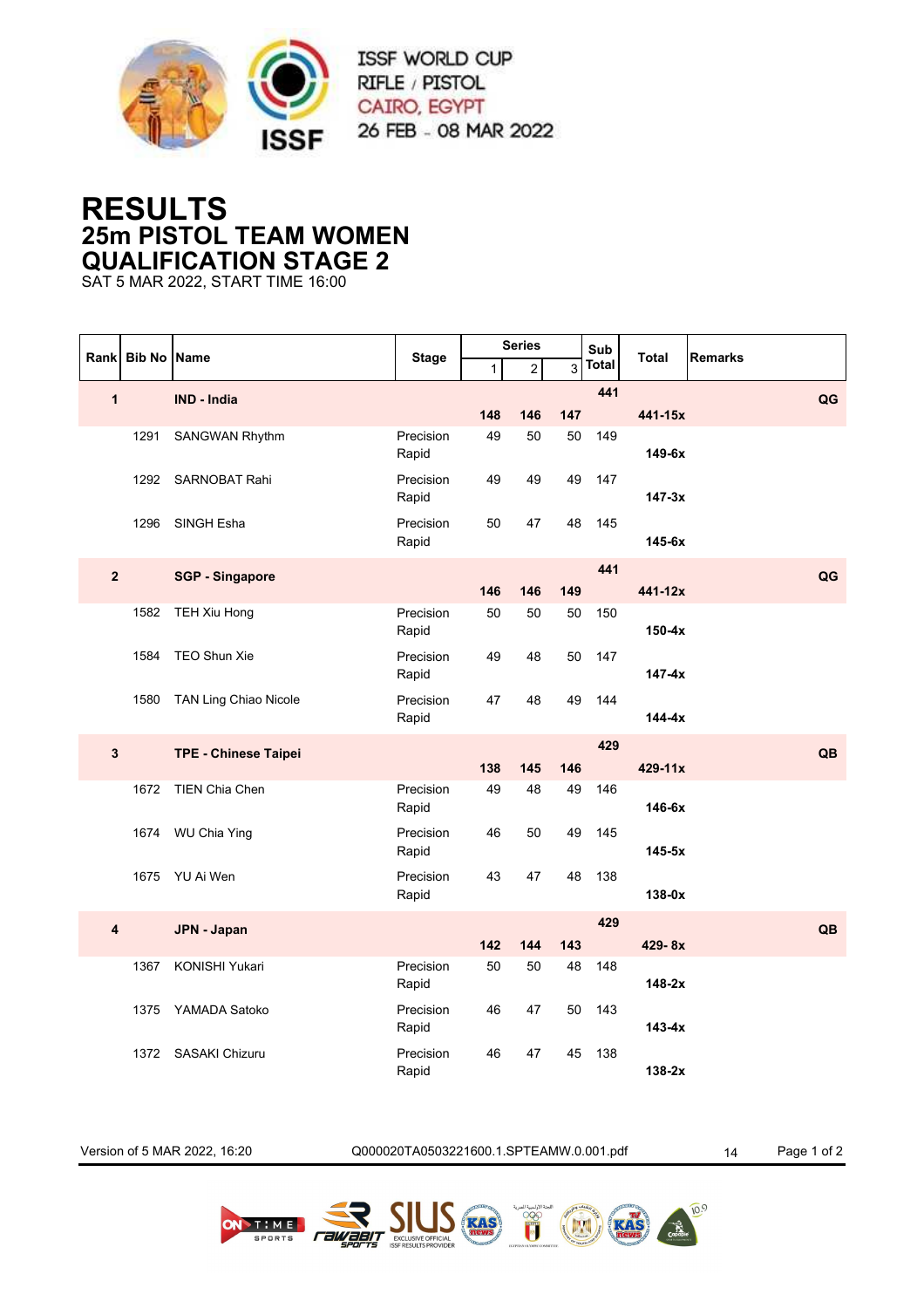ISSF WORLD CUP
RIFLE / PISTOL
CAIRO, EGYPT
26 FEB - 08 MAR 2022

# RESULTS
## 25m PISTOL TEAM WOMEN
## QUALIFICATION STAGE 2

SAT 5 MAR 2022, START TIME 16:00

| Rank | Bib No | Name | Stage | Series 1 | Series 2 | Series 3 | Sub Total | Total | Remarks |
|---|---|---|---|---|---|---|---|---|---|
| 1 | | IND - India | | 148 | 146 | 147 | 441 | 441-15x | QG |
| | 1291 | SANGWAN Rhythm | Precision Rapid | 49 | 50 | 50 | 149 | 149-6x | |
| | 1292 | SARNOBAT Rahi | Precision Rapid | 49 | 49 | 49 | 147 | 147-3x | |
| | 1296 | SINGH Esha | Precision Rapid | 50 | 47 | 48 | 145 | 145-6x | |
| 2 | | SGP - Singapore | | 146 | 146 | 149 | 441 | 441-12x | QG |
| | 1582 | TEH Xiu Hong | Precision Rapid | 50 | 50 | 50 | 150 | 150-4x | |
| | 1584 | TEO Shun Xie | Precision Rapid | 49 | 48 | 50 | 147 | 147-4x | |
| | 1580 | TAN Ling Chiao Nicole | Precision Rapid | 47 | 48 | 49 | 144 | 144-4x | |
| 3 | | TPE - Chinese Taipei | | 138 | 145 | 146 | 429 | 429-11x | QB |
| | 1672 | TIEN Chia Chen | Precision Rapid | 49 | 48 | 49 | 146 | 146-6x | |
| | 1674 | WU Chia Ying | Precision Rapid | 46 | 50 | 49 | 145 | 145-5x | |
| | 1675 | YU Ai Wen | Precision Rapid | 43 | 47 | 48 | 138 | 138-0x | |
| 4 | | JPN - Japan | | 142 | 144 | 143 | 429 | 429- 8x | QB |
| | 1367 | KONISHI Yukari | Precision Rapid | 50 | 50 | 48 | 148 | 148-2x | |
| | 1375 | YAMADA Satoko | Precision Rapid | 46 | 47 | 50 | 143 | 143-4x | |
| | 1372 | SASAKI Chizuru | Precision Rapid | 46 | 47 | 45 | 138 | 138-2x | |

Version of 5 MAR 2022, 16:20 Q000020TA0503221600.1.SPTEAMW.0.001.pdf 14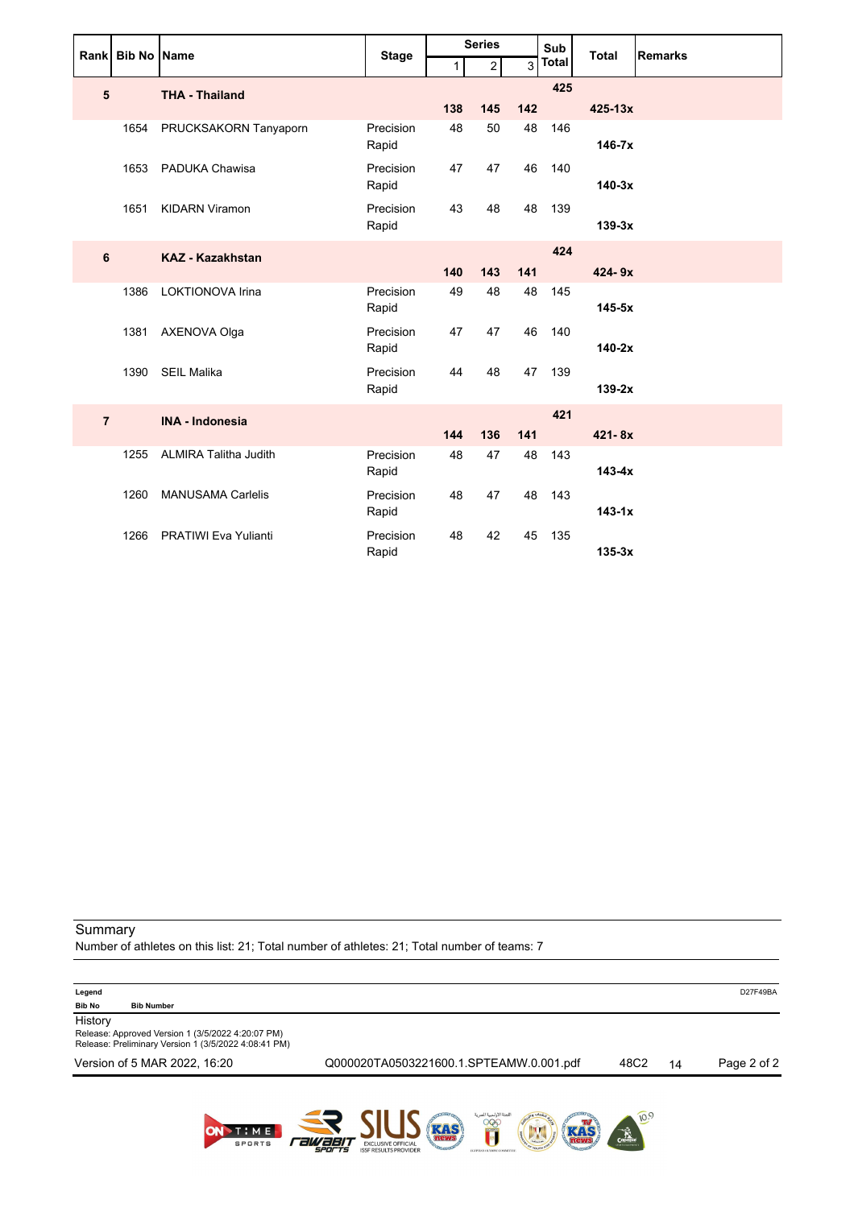| Rank | Bib No | Name | Stage | Series 1 | Series 2 | Series 3 | Sub Total | Total | Remarks |
|---|---|---|---|---|---|---|---|---|---|
| **5** | | **THA - Thailand** | | **138** | **145** | **142** | **425** | **425-13x** | |
| | 1654 | PRUCKSAKORN Tanyaporn | Precision | 48 | 50 | 48 | 146 | | |
| | | | Rapid | | | | | **146-7x** | |
| | 1653 | PADUKA Chawisa | Precision | 47 | 47 | 46 | 140 | | |
| | | | Rapid | | | | | **140-3x** | |
| | 1651 | KIDARN Viramon | Precision | 43 | 48 | 48 | 139 | | |
| | | | Rapid | | | | | **139-3x** | |
| **6** | | **KAZ - Kazakhstan** | | **140** | **143** | **141** | **424** | **424- 9x** | |
| | 1386 | LOKTIONOVA Irina | Precision | 49 | 48 | 48 | 145 | | |
| | | | Rapid | | | | | **145-5x** | |
| | 1381 | AXENOVA Olga | Precision | 47 | 47 | 46 | 140 | | |
| | | | Rapid | | | | | **140-2x** | |
| | 1390 | SEIL Malika | Precision | 44 | 48 | 47 | 139 | | |
| | | | Rapid | | | | | **139-2x** | |
| **7** | | **INA - Indonesia** | | **144** | **136** | **141** | **421** | **421- 8x** | |
| | 1255 | ALMIRA Talitha Judith | Precision | 48 | 47 | 48 | 143 | | |
| | | | Rapid | | | | | **143-4x** | |
| | 1260 | MANUSAMA Carlelis | Precision | 48 | 47 | 48 | 143 | | |
| | | | Rapid | | | | | **143-1x** | |
| | 1266 | PRATIWI Eva Yulianti | Precision | 48 | 42 | 45 | 135 | | |
| | | | Rapid | | | | | **135-3x** | |

Summary

Number of athletes on this list: 21; Total number of athletes: 21; Total number of teams: 7

**Legend**

**Bib No** **Bib Number**

History

Release: Approved Version 1 (3/5/2022 4:20:07 PM)
Release: Preliminary Version 1 (3/5/2022 4:08:41 PM)

Version of 5 MAR 2022, 16:20 Q000020TA0503221600.1.SPTEAMW.0.001.pdf 48C2 14